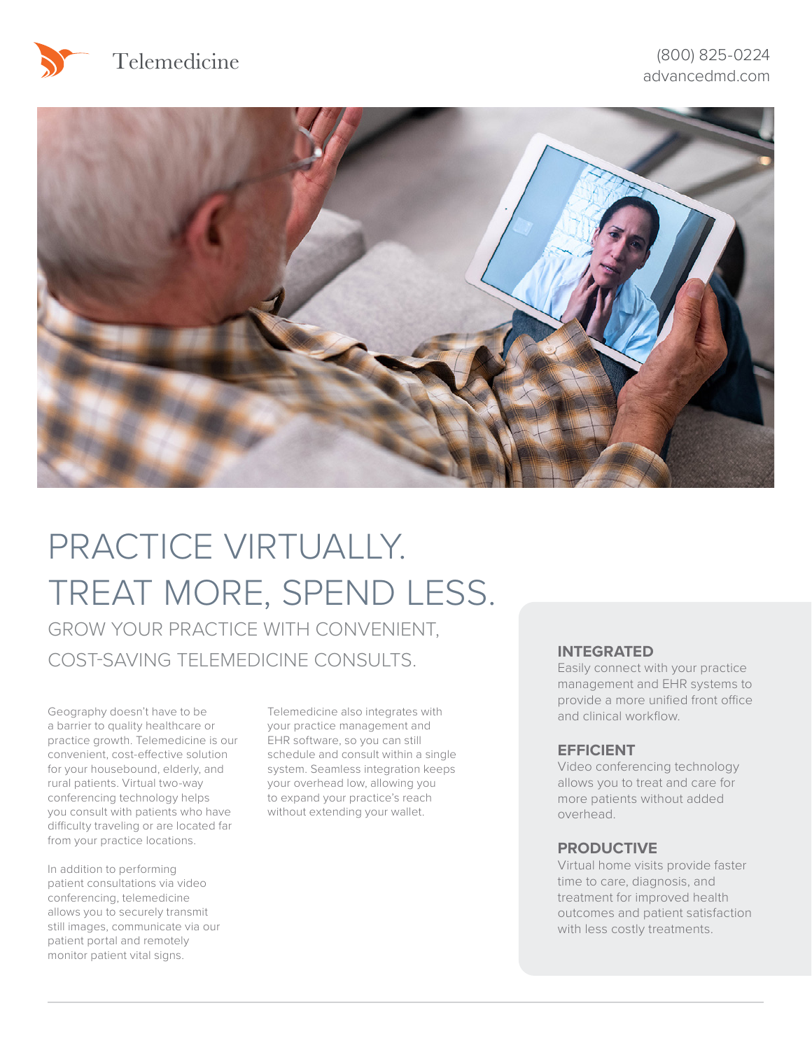Telemedicine

(800) 825-0224
advancedmd.com

# PRACTICE VIRTUALLY. TREAT MORE, SPEND LESS.

## GROW YOUR PRACTICE WITH CONVENIENT, COST-SAVING TELEMEDICINE CONSULTS.

Geography doesn't have to be a barrier to quality healthcare or practice growth. Telemedicine is our convenient, cost-effective solution for your housebound, elderly, and rural patients. Virtual two-way conferencing technology helps you consult with patients who have difficulty traveling or are located far from your practice locations.

In addition to performing patient consultations via video conferencing, telemedicine allows you to securely transmit still images, communicate via our patient portal and remotely monitor patient vital signs.

Telemedicine also integrates with your practice management and EHR software, so you can still schedule and consult within a single system. Seamless integration keeps your overhead low, allowing you to expand your practice's reach without extending your wallet.

### INTEGRATED

Easily connect with your practice management and EHR systems to provide a more unified front office and clinical workflow.

### EFFICIENT

Video conferencing technology allows you to treat and care for more patients without added overhead.

### PRODUCTIVE

Virtual home visits provide faster time to care, diagnosis, and treatment for improved health outcomes and patient satisfaction with less costly treatments.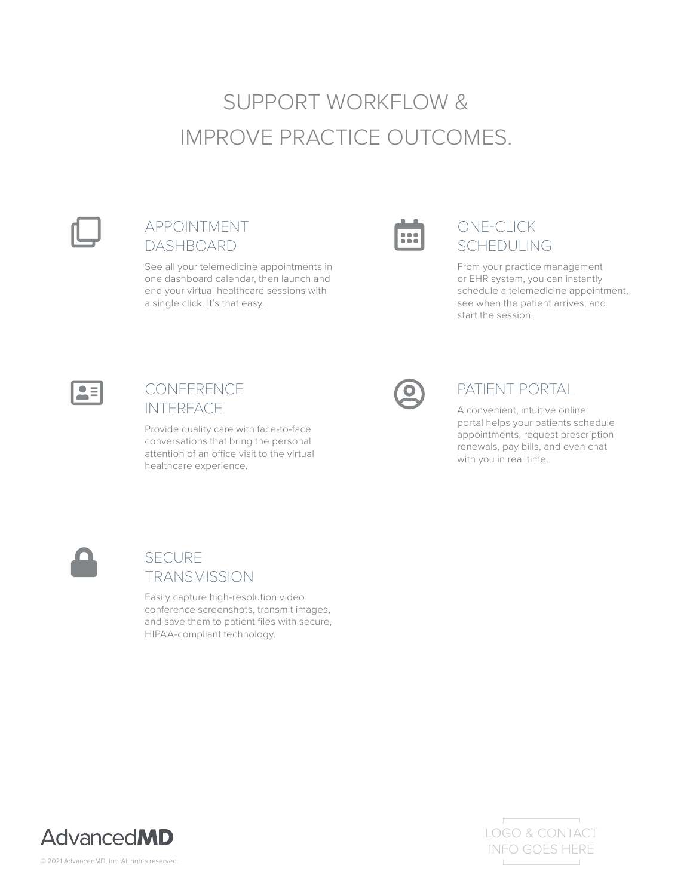# SUPPORT WORKFLOW & IMPROVE PRACTICE OUTCOMES.

## APPOINTMENT DASHBOARD

See all your telemedicine appointments in one dashboard calendar, then launch and end your virtual healthcare sessions with a single click. It's that easy.

## ONE-CLICK SCHEDULING

From your practice management or EHR system, you can instantly schedule a telemedicine appointment, see when the patient arrives, and start the session.

## CONFERENCE INTERFACE

Provide quality care with face-to-face conversations that bring the personal attention of an office visit to the virtual healthcare experience.

## PATIENT PORTAL

A convenient, intuitive online portal helps your patients schedule appointments, request prescription renewals, pay bills, and even chat with you in real time.

## SECURE TRANSMISSION

Easily capture high-resolution video conference screenshots, transmit images, and save them to patient files with secure, HIPAA-compliant technology.

AdvancedMD

© 2021 AdvancedMD, Inc. All rights reserved.

LOGO & CONTACT INFO GOES HERE